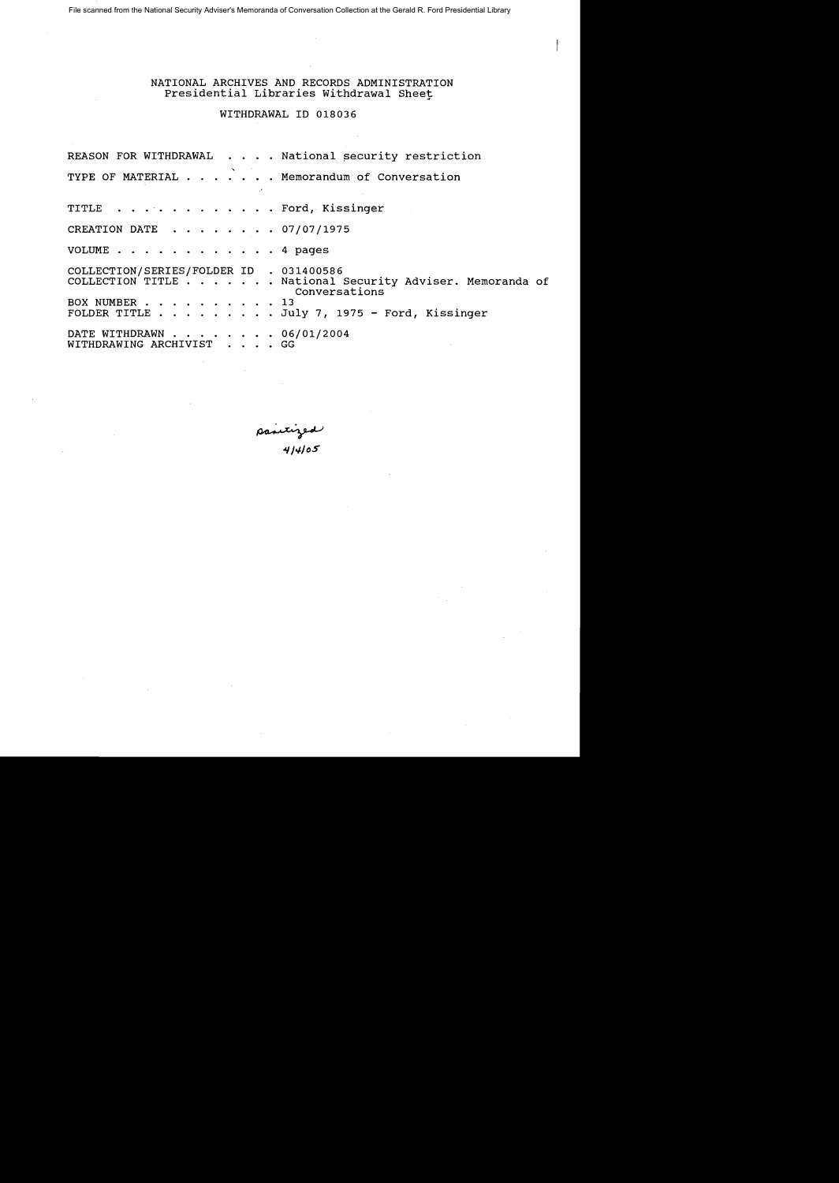File scanned from the National Security Adviser's Memoranda of Conversation Collection at the Gerald R. Ford Presidential Library

# NATIONAL ARCHIVES AND RECORDS ADMINISTRATION
## Presidential Libraries Withdrawal Sheet

### WITHDRAWAL ID 018036

REASON FOR WITHDRAWAL . . . . National security restriction

TYPE OF MATERIAL . . . . . . . Memorandum of Conversation

TITLE . . . . . . . . . . . . Ford, Kissinger

CREATION DATE . . . . . . . . 07/07/1975

VOLUME . . . . . . . . . . . . 4 pages

COLLECTION/SERIES/FOLDER ID . 031400586
COLLECTION TITLE . . . . . . . National Security Adviser. Memoranda of Conversations
BOX NUMBER . . . . . . . . . . 13
FOLDER TITLE . . . . . . . . . July 7, 1975 - Ford, Kissinger

DATE WITHDRAWN . . . . . . . . 06/01/2004
WITHDRAWING ARCHIVIST . . . . GG

sanitized
4/4/05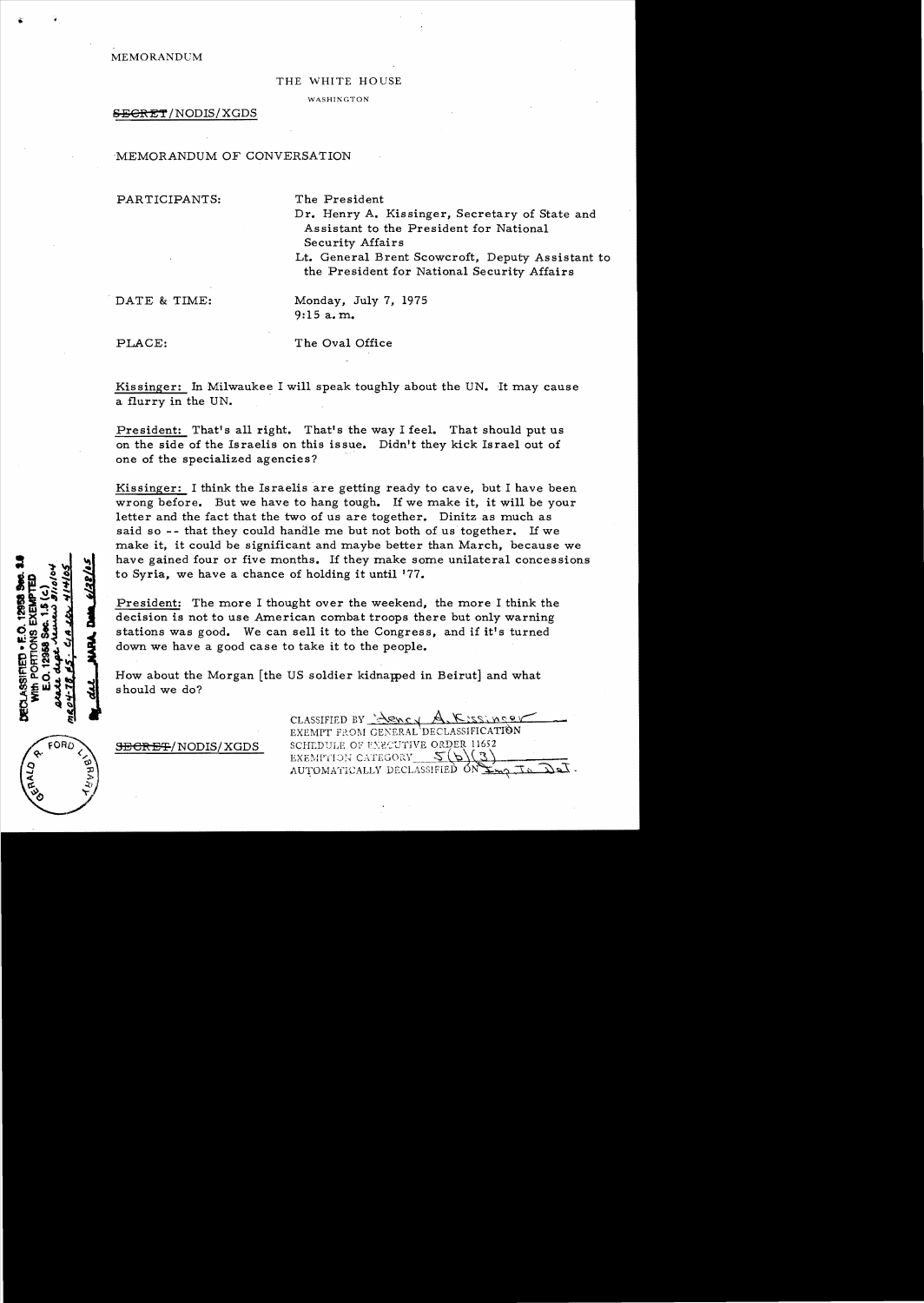MEMORANDUM

THE WHITE HOUSE

WASHINGTON

~~SECRET~~/NODIS/XGDS

MEMORANDUM OF CONVERSATION

PARTICIPANTS: The President
Dr. Henry A. Kissinger, Secretary of State and Assistant to the President for National Security Affairs
Lt. General Brent Scowcroft, Deputy Assistant to the President for National Security Affairs

DATE & TIME: Monday, July 7, 1975
9:15 a.m.

PLACE: The Oval Office

Kissinger: In Milwaukee I will speak toughly about the UN. It may cause a flurry in the UN.

President: That's all right. That's the way I feel. That should put us on the side of the Israelis on this issue. Didn't they kick Israel out of one of the specialized agencies?

Kissinger: I think the Israelis are getting ready to cave, but I have been wrong before. But we have to hang tough. If we make it, it will be your letter and the fact that the two of us are together. Dinitz as much as said so -- that they could handle me but not both of us together. If we make it, it could be significant and maybe better than March, because we have gained four or five months. If they make some unilateral concessions to Syria, we have a chance of holding it until '77.

President: The more I thought over the weekend, the more I think the decision is not to use American combat troops there but only warning stations was good. We can sell it to the Congress, and if it's turned down we have a good case to take it to the people.

How about the Morgan [the US soldier kidnapped in Beirut] and what should we do?

~~SECRET~~/NODIS/XGDS

CLASSIFIED BY Henry A. Kissinger
EXEMPT FROM GENERAL DECLASSIFICATION
SCHEDULE OF EXECUTIVE ORDER 11652
EXEMPTION CATEGORY 5(b)(3)
AUTOMATICALLY DECLASSIFIED ON Imp. to Det.

DECLASSIFIED • E.O. 12958 Sec. 3.6
With PORTIONS EXEMPTED
E.O. 12958 Sec. 1.5 (c)
state dept. review 3/10/04
MR04-78, #5; CIA ltr. 4/14/05
By dal NARA, Date 6/28/05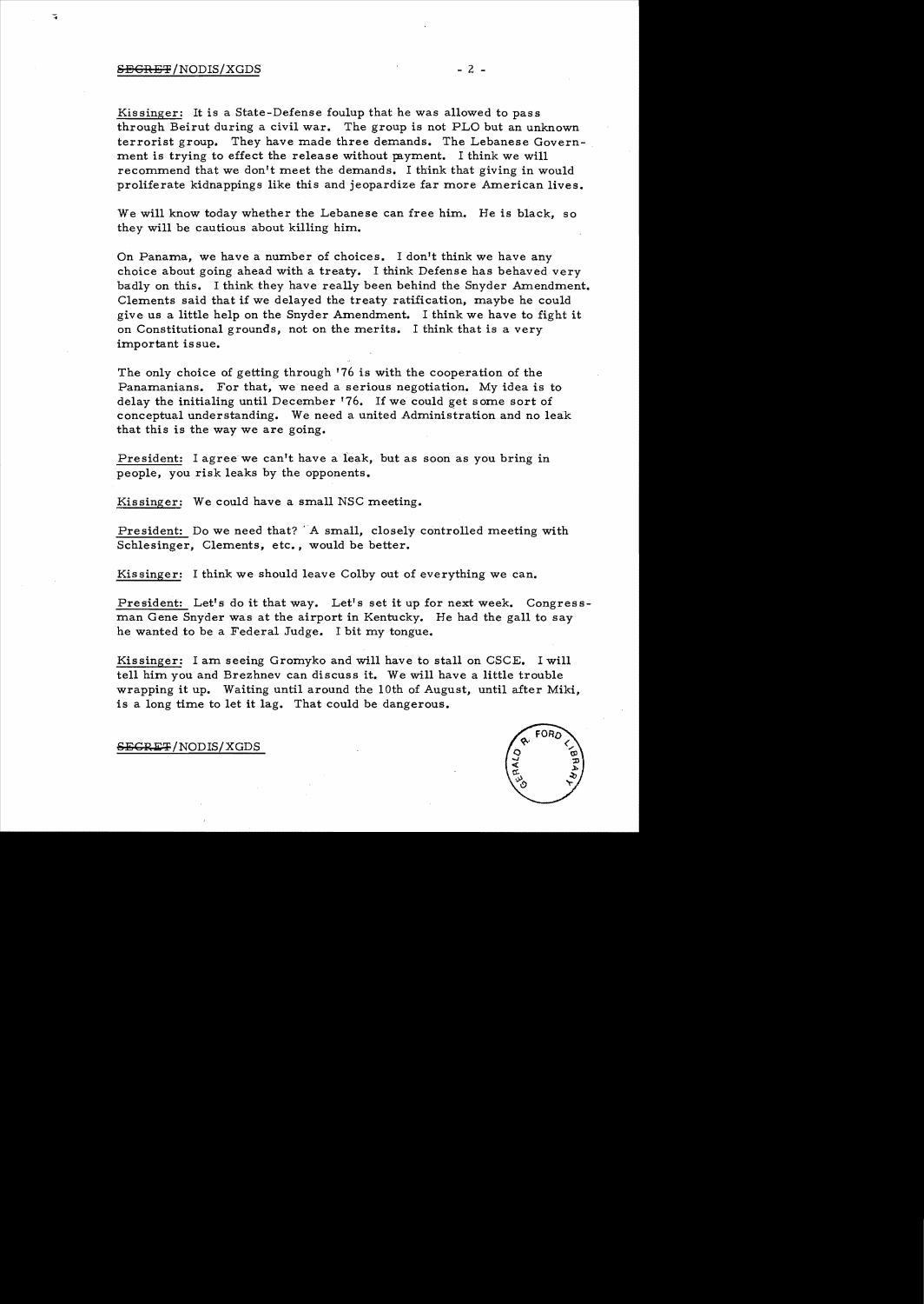Kissinger: It is a State-Defense foulup that he was allowed to pass through Beirut during a civil war. The group is not PLO but an unknown terrorist group. They have made three demands. The Lebanese Government is trying to effect the release without payment. I think we will recommend that we don't meet the demands. I think that giving in would proliferate kidnappings like this and jeopardize far more American lives.

We will know today whether the Lebanese can free him. He is black, so they will be cautious about killing him.

On Panama, we have a number of choices. I don't think we have any choice about going ahead with a treaty. I think Defense has behaved very badly on this. I think they have really been behind the Snyder Amendment. Clements said that if we delayed the treaty ratification, maybe he could give us a little help on the Snyder Amendment. I think we have to fight it on Constitutional grounds, not on the merits. I think that is a very important issue.

The only choice of getting through '76 is with the cooperation of the Panamanians. For that, we need a serious negotiation. My idea is to delay the initialing until December '76. If we could get some sort of conceptual understanding. We need a united Administration and no leak that this is the way we are going.

President: I agree we can't have a leak, but as soon as you bring in people, you risk leaks by the opponents.

Kissinger: We could have a small NSC meeting.

President: Do we need that? A small, closely controlled meeting with Schlesinger, Clements, etc., would be better.

Kissinger: I think we should leave Colby out of everything we can.

President: Let's do it that way. Let's set it up for next week. Congressman Gene Snyder was at the airport in Kentucky. He had the gall to say he wanted to be a Federal Judge. I bit my tongue.

Kissinger: I am seeing Gromyko and will have to stall on CSCE. I will tell him you and Brezhnev can discuss it. We will have a little trouble wrapping it up. Waiting until around the 10th of August, until after Miki, is a long time to let it lag. That could be dangerous.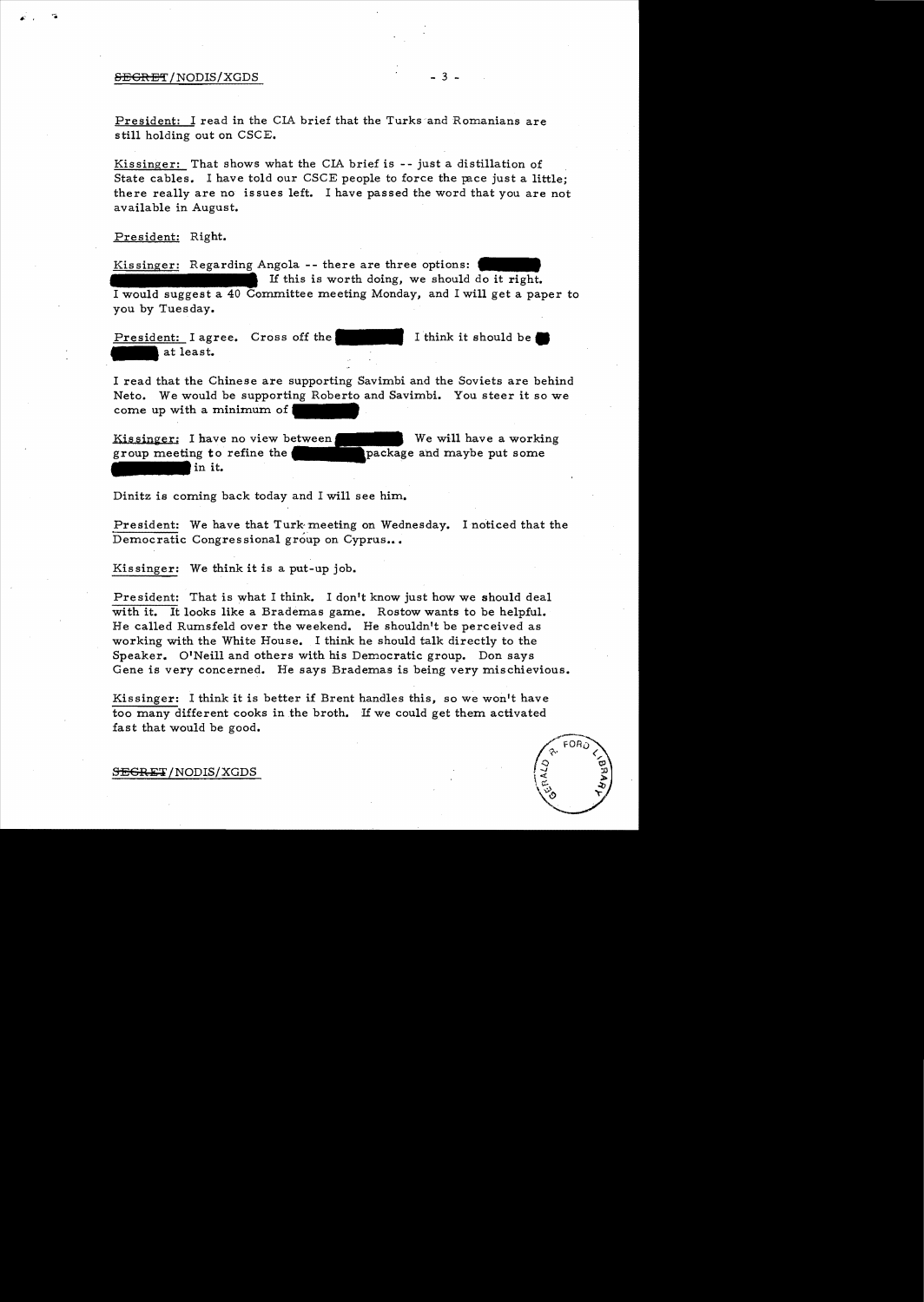President: I read in the CIA brief that the Turks and Romanians are still holding out on CSCE.

Kissinger: That shows what the CIA brief is -- just a distillation of State cables. I have told our CSCE people to force the pace just a little; there really are no issues left. I have passed the word that you are not available in August.

President: Right.

Kissinger: Regarding Angola -- there are three options: [redacted] If this is worth doing, we should do it right. I would suggest a 40 Committee meeting Monday, and I will get a paper to you by Tuesday.

President: I agree. Cross off the [redacted] I think it should be [redacted] at least.

I read that the Chinese are supporting Savimbi and the Soviets are behind Neto. We would be supporting Roberto and Savimbi. You steer it so we come up with a minimum of [redacted]

Kissinger: I have no view between [redacted] We will have a working group meeting to refine the [redacted] package and maybe put some [redacted] in it.

Dinitz is coming back today and I will see him.

President: We have that Turk meeting on Wednesday. I noticed that the Democratic Congressional group on Cyprus...

Kissinger: We think it is a put-up job.

President: That is what I think. I don't know just how we should deal with it. It looks like a Brademas game. Rostow wants to be helpful. He called Rumsfeld over the weekend. He shouldn't be perceived as working with the White House. I think he should talk directly to the Speaker. O'Neill and others with his Democratic group. Don says Gene is very concerned. He says Brademas is being very mischievious.

Kissinger: I think it is better if Brent handles this, so we won't have too many different cooks in the broth. If we could get them activated fast that would be good.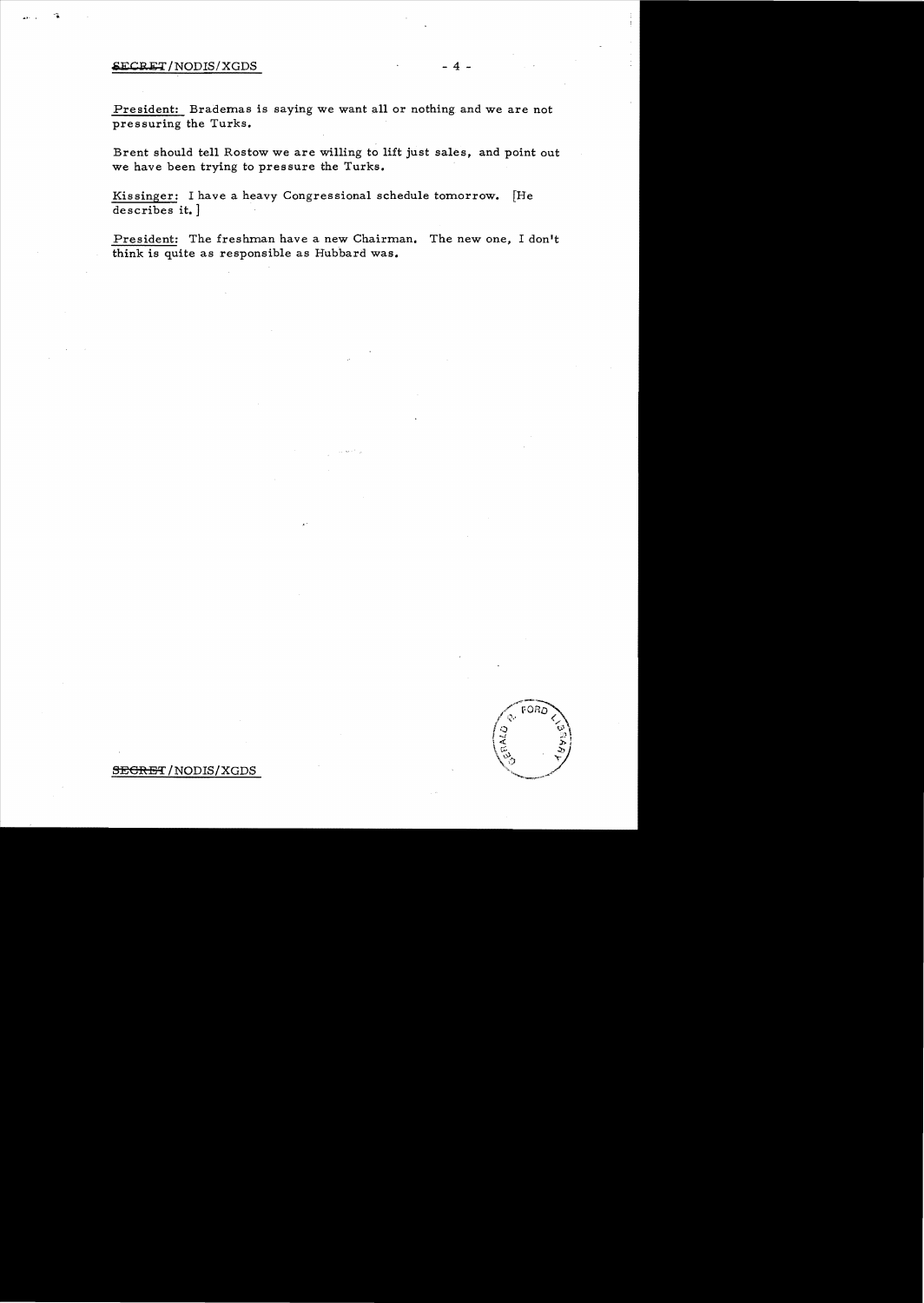**President:** Brademas is saying we want all or nothing and we are not pressuring the Turks.

Brent should tell Rostow we are willing to lift just sales, and point out we have been trying to pressure the Turks.

**Kissinger:** I have a heavy Congressional schedule tomorrow. [He describes it.]

**President:** The freshman have a new Chairman. The new one, I don't think is quite as responsible as Hubbard was.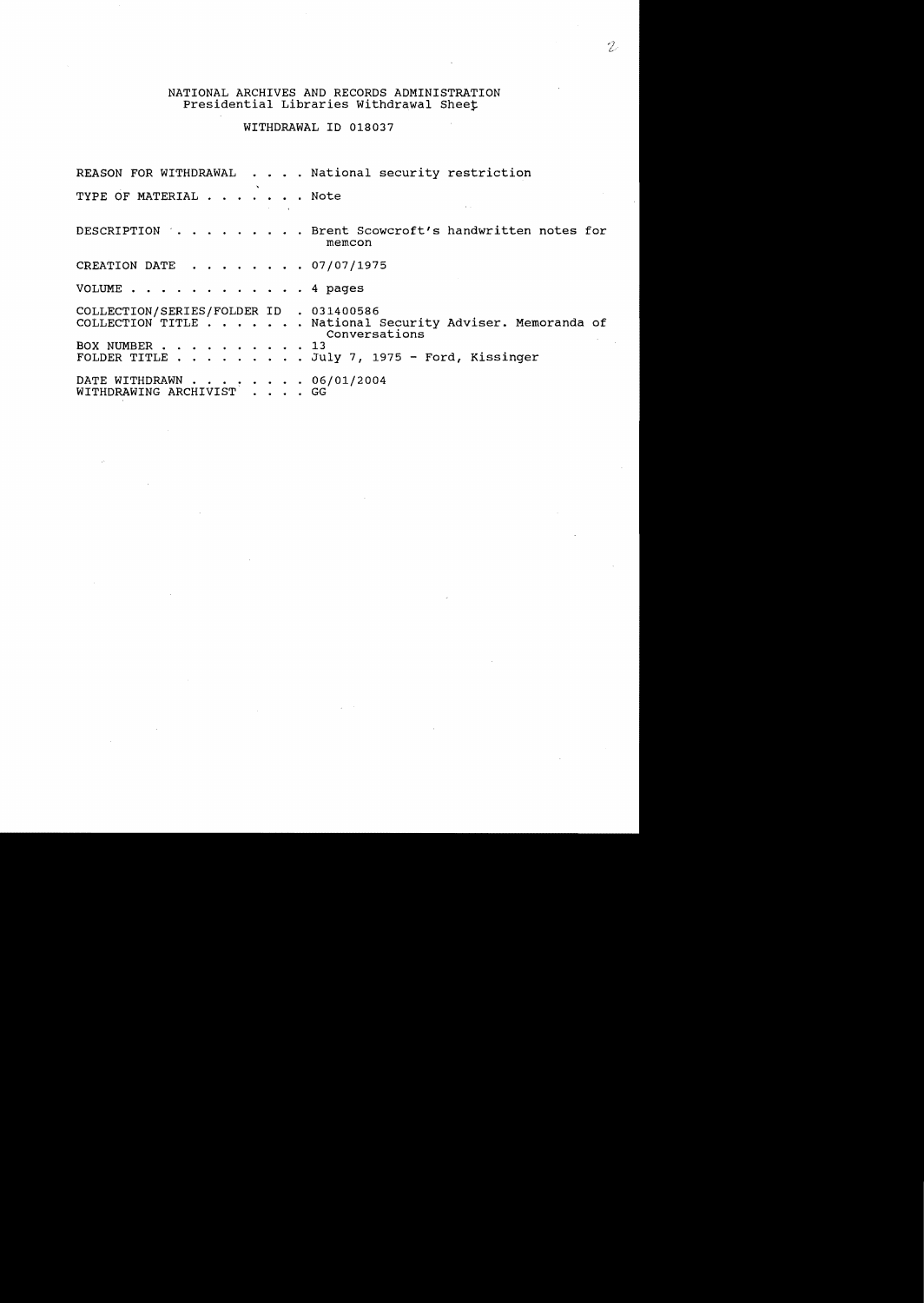NATIONAL ARCHIVES AND RECORDS ADMINISTRATION
Presidential Libraries Withdrawal Sheet

WITHDRAWAL ID 018037

REASON FOR WITHDRAWAL . . . . National security restriction

TYPE OF MATERIAL . . . . . . . Note

DESCRIPTION . . . . . . . . . Brent Scowcroft's handwritten notes for memcon

CREATION DATE . . . . . . . . 07/07/1975

VOLUME . . . . . . . . . . . . 4 pages

COLLECTION/SERIES/FOLDER ID . 031400586
COLLECTION TITLE . . . . . . . National Security Adviser. Memoranda of Conversations
BOX NUMBER . . . . . . . . . . 13
FOLDER TITLE . . . . . . . . . July 7, 1975 - Ford, Kissinger

DATE WITHDRAWN . . . . . . . . 06/01/2004
WITHDRAWING ARCHIVIST . . . . GG